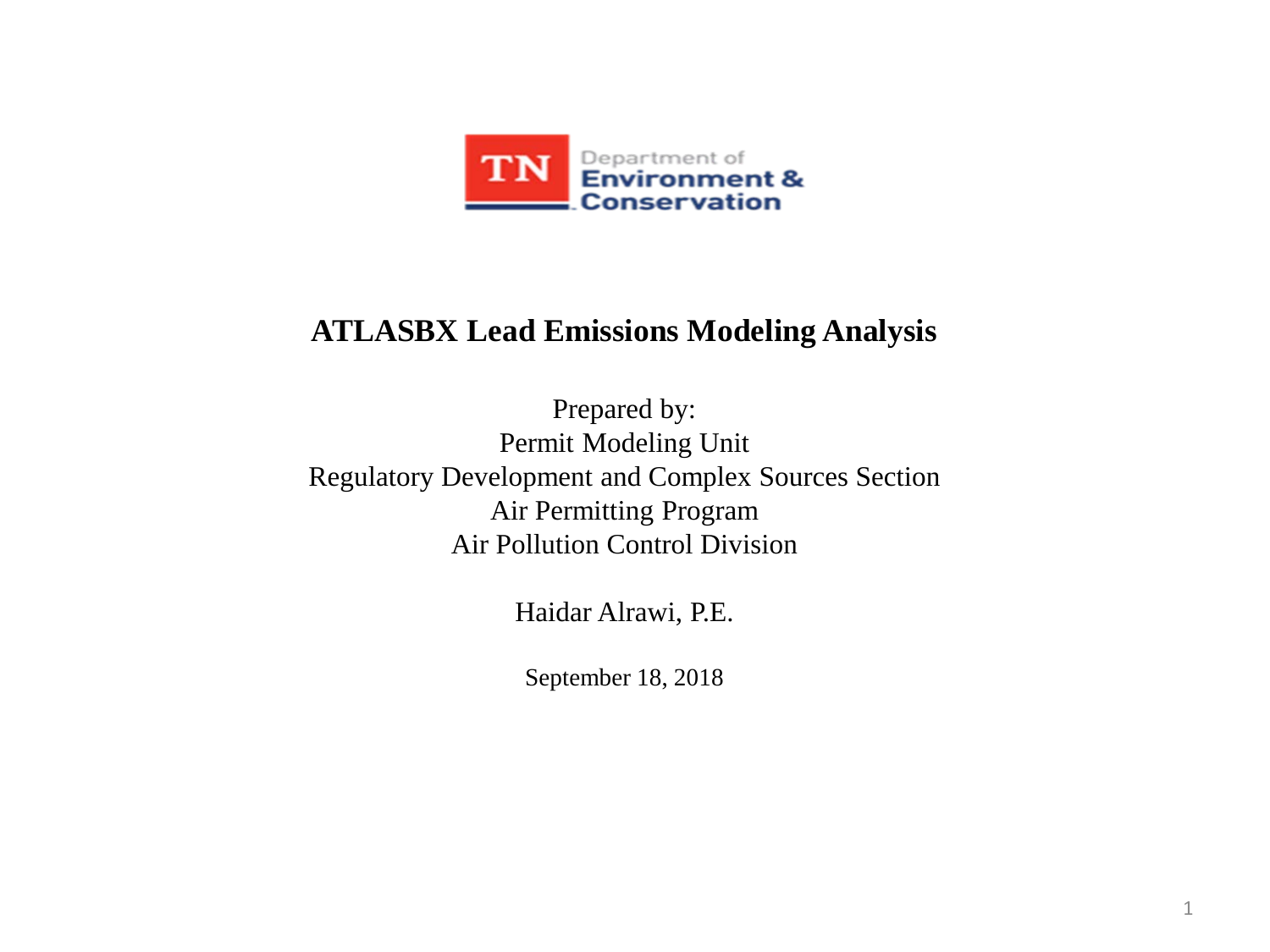TN Department of Environment & Conservation

# ATLASBX Lead Emissions Modeling Analysis

Prepared by:
Permit Modeling Unit
Regulatory Development and Complex Sources Section
Air Permitting Program
Air Pollution Control Division

Haidar Alrawi, P.E.

September 18, 2018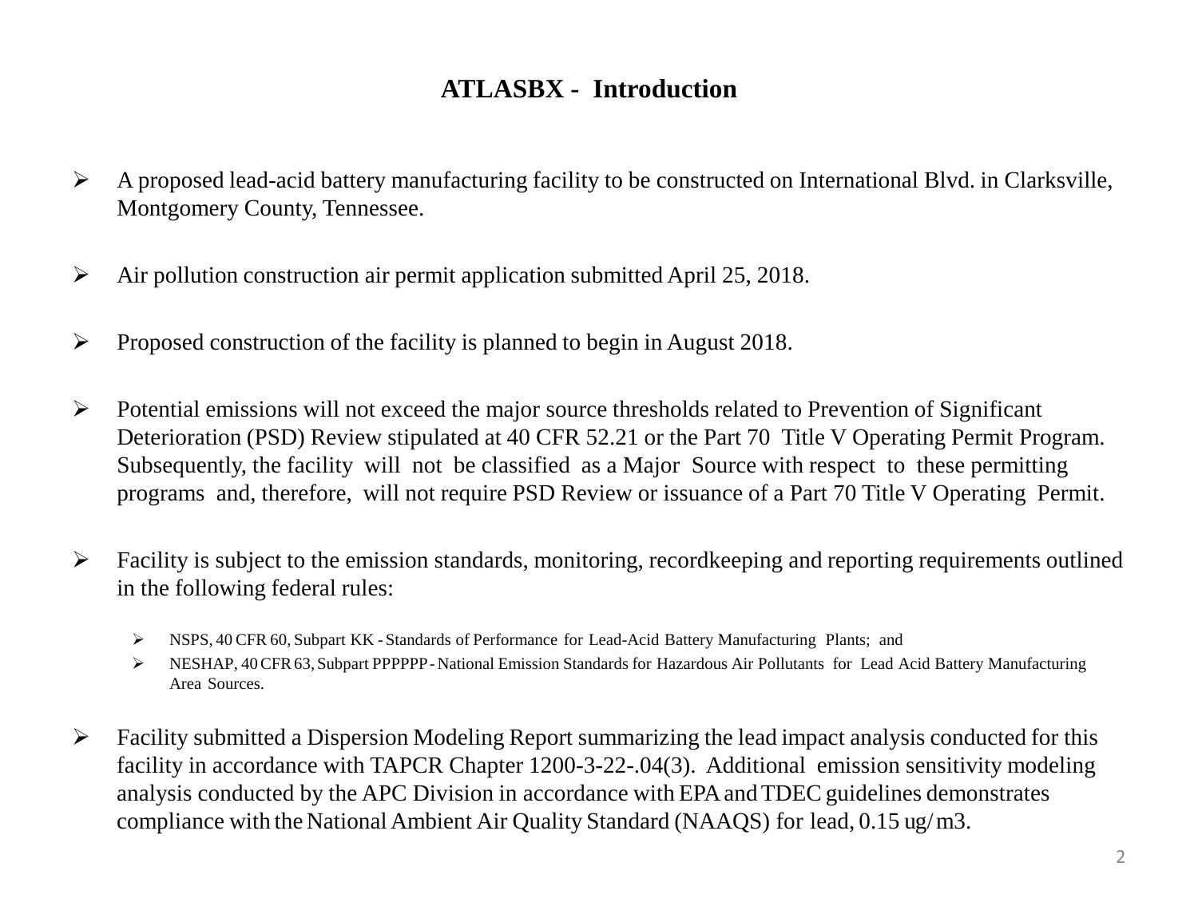## ATLASBX - Introduction

- A proposed lead-acid battery manufacturing facility to be constructed on International Blvd. in Clarksville, Montgomery County, Tennessee.
- Air pollution construction air permit application submitted April 25, 2018.
- Proposed construction of the facility is planned to begin in August 2018.
- Potential emissions will not exceed the major source thresholds related to Prevention of Significant Deterioration (PSD) Review stipulated at 40 CFR 52.21 or the Part 70 Title V Operating Permit Program. Subsequently, the facility will not be classified as a Major Source with respect to these permitting programs and, therefore, will not require PSD Review or issuance of a Part 70 Title V Operating Permit.
- Facility is subject to the emission standards, monitoring, recordkeeping and reporting requirements outlined in the following federal rules:
  - NSPS, 40 CFR 60, Subpart KK - Standards of Performance for Lead-Acid Battery Manufacturing Plants; and
  - NESHAP, 40 CFR 63, Subpart PPPPPP - National Emission Standards for Hazardous Air Pollutants for Lead Acid Battery Manufacturing Area Sources.
- Facility submitted a Dispersion Modeling Report summarizing the lead impact analysis conducted for this facility in accordance with TAPCR Chapter 1200-3-22-.04(3). Additional emission sensitivity modeling analysis conducted by the APC Division in accordance with EPA and TDEC guidelines demonstrates compliance with the National Ambient Air Quality Standard (NAAQS) for lead, 0.15 ug/m3.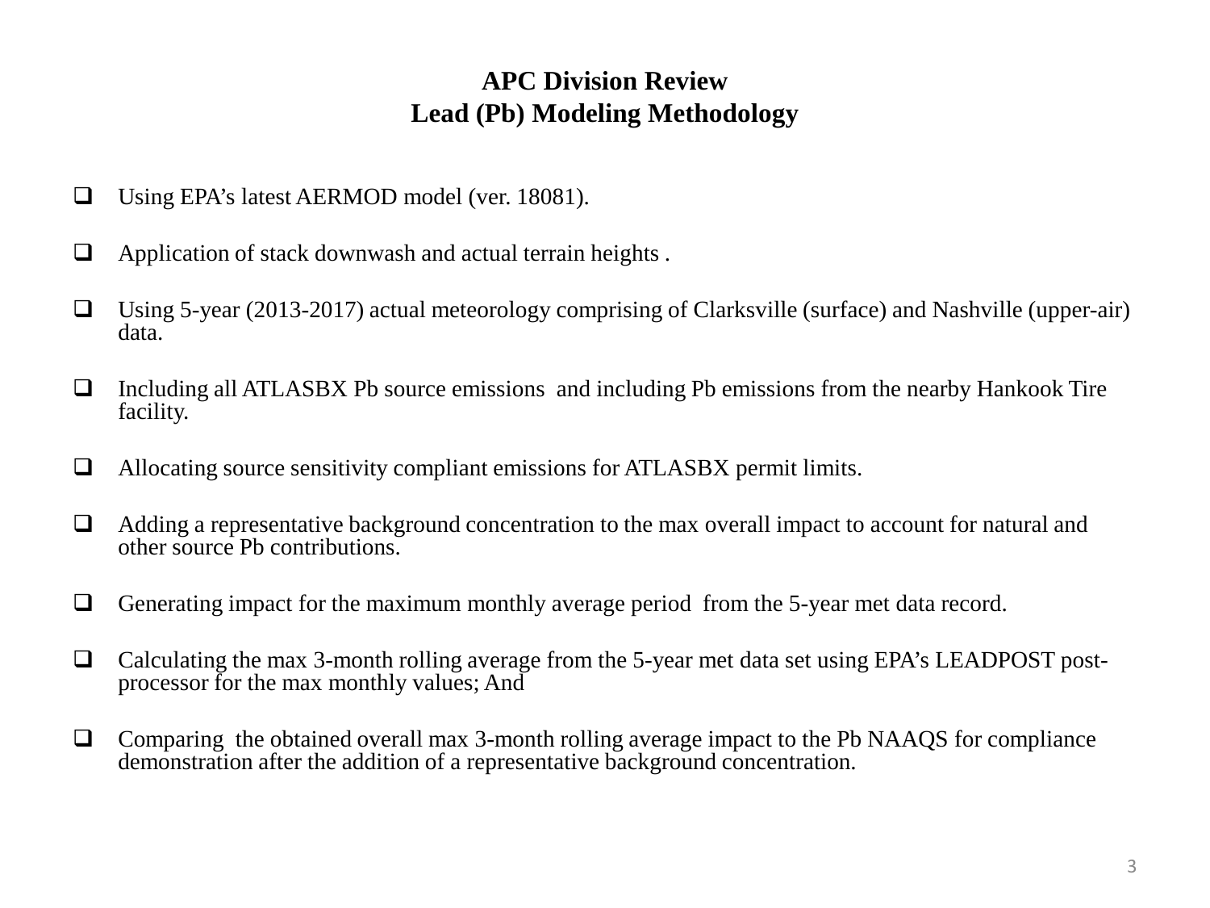# APC Division Review
# Lead (Pb) Modeling Methodology

- Using EPA's latest AERMOD model (ver. 18081).
- Application of stack downwash and actual terrain heights .
- Using 5-year (2013-2017) actual meteorology comprising of Clarksville (surface) and Nashville (upper-air) data.
- Including all ATLASBX Pb source emissions and including Pb emissions from the nearby Hankook Tire facility.
- Allocating source sensitivity compliant emissions for ATLASBX permit limits.
- Adding a representative background concentration to the max overall impact to account for natural and other source Pb contributions.
- Generating impact for the maximum monthly average period from the 5-year met data record.
- Calculating the max 3-month rolling average from the 5-year met data set using EPA's LEADPOST post-processor for the max monthly values; And
- Comparing the obtained overall max 3-month rolling average impact to the Pb NAAQS for compliance demonstration after the addition of a representative background concentration.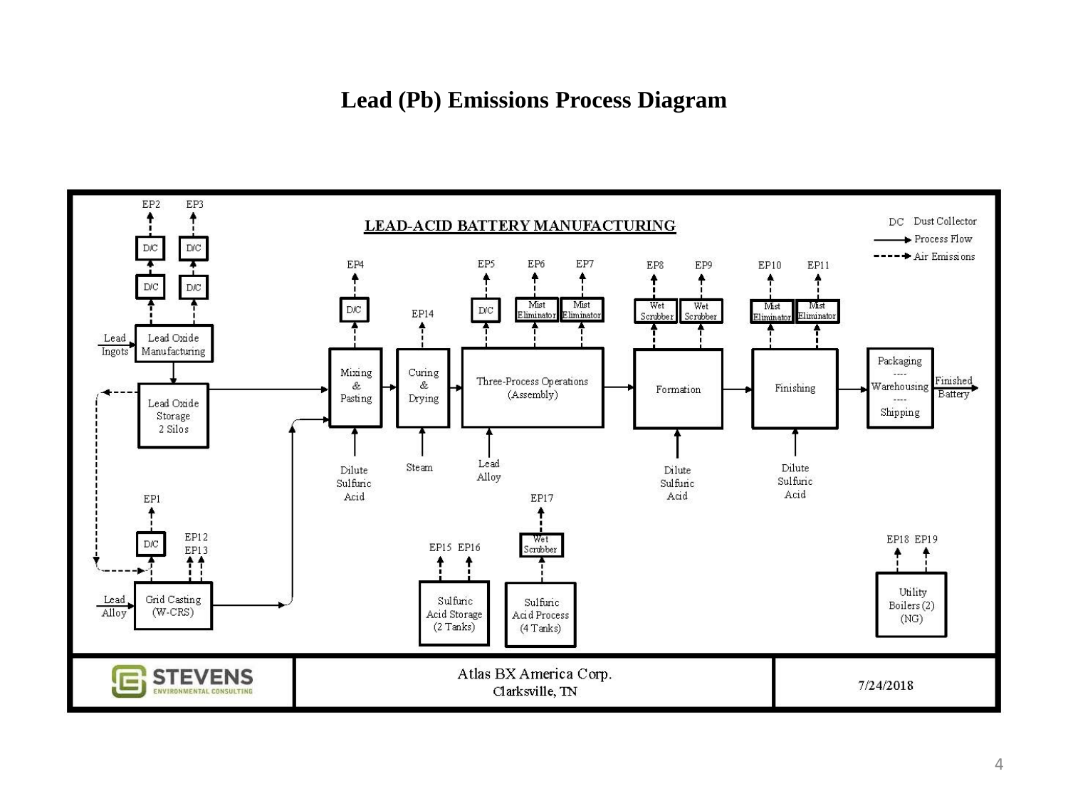# Lead (Pb) Emissions Process Diagram

LEAD-ACID BATTERY MANUFACTURING

DC Dust Collector

Process Flow

Air Emissions

EP2 EP3

D/C D/C

D/C D/C

Lead Ingots → Lead Oxide Manufacturing

Lead Oxide Storage 2 Silos

EP4

D/C

Mixing & Pasting

Dilute Sulfuric Acid

EP14

Curing & Drying

Steam

EP5 EP6 EP7

D/C Mist Eliminator Mist Eliminator

Three-Process Operations (Assembly)

Lead Alloy

EP8 EP9

Wet Scrubber Wet Scrubber

Formation

Dilute Sulfuric Acid

EP10 EP11

Mist Eliminator Mist Eliminator

Finishing

Dilute Sulfuric Acid

Packaging ---- Warehousing ---- Shipping

Finished Battery

EP1

D/C

EP12 EP13

Lead Alloy → Grid Casting (W-CRS)

EP15 EP16

Sulfuric Acid Storage (2 Tanks)

EP17

Wet Scrubber

Sulfuric Acid Process (4 Tanks)

EP18 EP19

Utility Boilers (2) (NG)

STEVENS ENVIRONMENTAL CONSULTING

Atlas BX America Corp.
Clarksville, TN

7/24/2018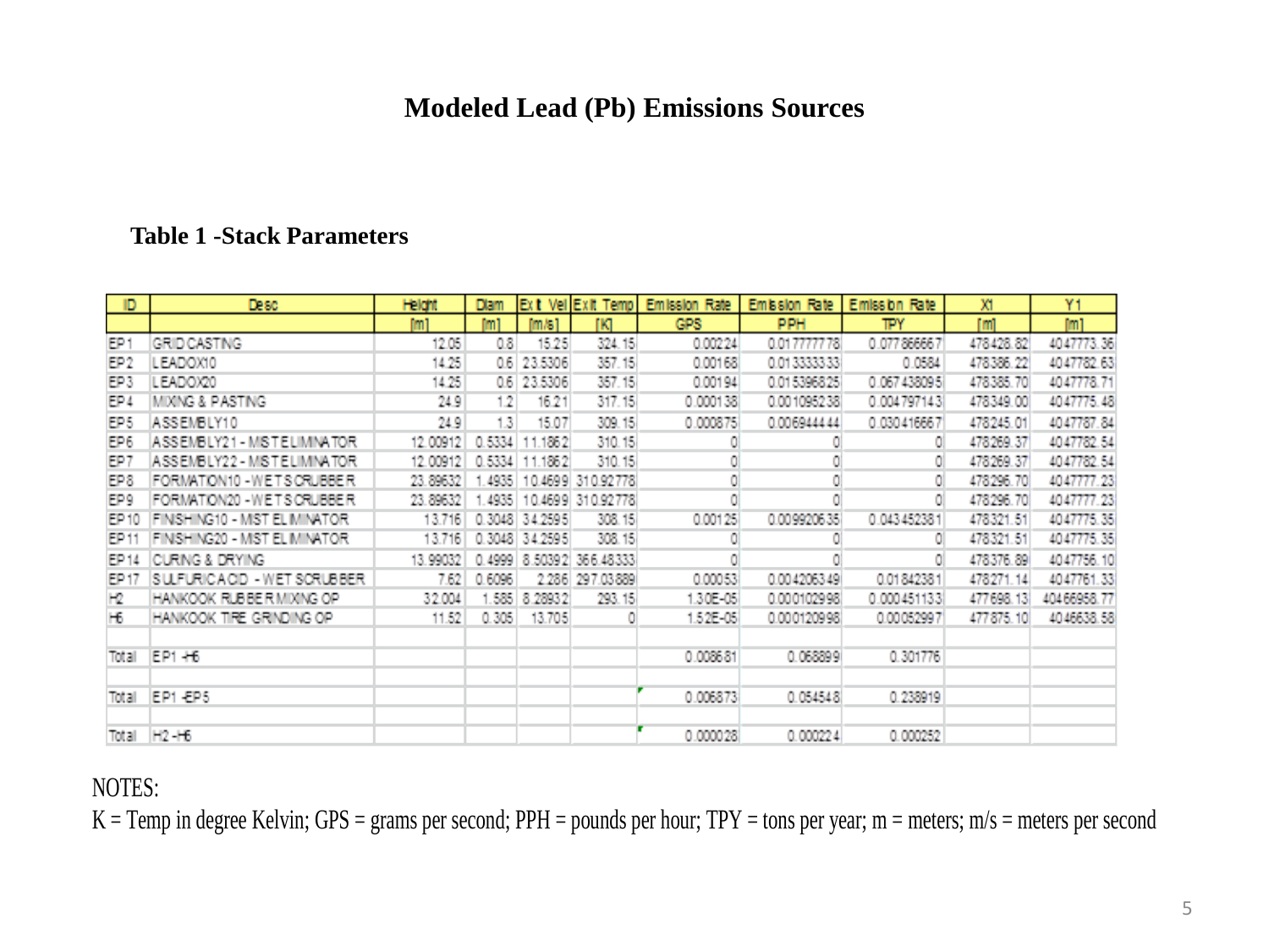# Modeled Lead (Pb) Emissions Sources

## Table 1 -Stack Parameters

| ID | Desc | Height | Diam | Exit Vel | Exit Temp | Emission Rate | Emission Rate | Emission Rate | X1 | Y1 |
|---|---|---|---|---|---|---|---|---|---|---|
| | | [m] | [m] | [m/s] | [K] | GPS | PPH | TPY | [m] | [m] |
| EP1 | GRID CASTING | 12.05 | 0.8 | 15.25 | 324.15 | 0.00224 | 0.017777778 | 0.077866667 | 478428.82 | 4047773.36 |
| EP2 | LEADOX10 | 14.25 | 0.6 | 23.5306 | 357.15 | 0.00168 | 0.013333333 | 0.0584 | 478386.22 | 4047782.63 |
| EP3 | LEADOX20 | 14.25 | 0.6 | 23.5306 | 357.15 | 0.00194 | 0.015396825 | 0.067438095 | 478385.70 | 4047778.71 |
| EP4 | MIXING & PASTING | 24.9 | 1.2 | 16.21 | 317.15 | 0.000138 | 0.001095238 | 0.004797143 | 478349.00 | 4047775.48 |
| EP5 | ASSEMBLY10 | 24.9 | 1.3 | 15.07 | 309.15 | 0.000875 | 0.006944444 | 0.030416667 | 478245.01 | 4047787.84 |
| EP6 | ASSEMBLY21 - MIST ELIMINATOR | 12.00912 | 0.5334 | 11.1862 | 310.15 | 0 | 0 | 0 | 478269.37 | 4047782.54 |
| EP7 | ASSEMBLY22 - MIST ELIMINATOR | 12.00912 | 0.5334 | 11.1862 | 310.15 | 0 | 0 | 0 | 478269.37 | 4047782.54 |
| EP8 | FORMATION10 - WET SCRUBBER | 23.89632 | 1.4935 | 10.4699 | 310.92778 | 0 | 0 | 0 | 478296.70 | 4047777.23 |
| EP9 | FORMATION20 - WET SCRUBBER | 23.89632 | 1.4935 | 10.4699 | 310.92778 | 0 | 0 | 0 | 478296.70 | 4047777.23 |
| EP10 | FINISHING10 - MIST ELIMINATOR | 13.716 | 0.3048 | 34.2595 | 308.15 | 0.00125 | 0.009920635 | 0.043452381 | 478321.51 | 4047775.35 |
| EP11 | FINISHING20 - MIST ELIMINATOR | 13.716 | 0.3048 | 34.2595 | 308.15 | 0 | 0 | 0 | 478321.51 | 4047775.35 |
| EP14 | CURING & DRYING | 13.99032 | 0.4999 | 8.50392 | 366.48333 | 0 | 0 | 0 | 478376.89 | 4047756.10 |
| EP17 | SULFURIC ACID - WET SCRUBBER | 7.62 | 0.6096 | 2.286 | 297.03889 | 0.00053 | 0.004206349 | 0.01842381 | 478271.14 | 4047761.33 |
| H2 | HANKOOK RUBBER MIXING OP | 32.004 | 1.585 | 8.28932 | 293.15 | 1.30E-05 | 0.000102998 | 0.000451133 | 477698.13 | 4046658.77 |
| H6 | HANKOOK TIRE GRINDING OP | 11.52 | 0.305 | 13.705 | 0 | 1.52E-05 | 0.000120998 | 0.00052997 | 477875.10 | 4046638.58 |
| | | | | | | | | | | |
| Total | EP1 -H6 | | | | | 0.008681 | 0.068899 | 0.301776 | | |
| | | | | | | | | | | |
| Total | EP1 -EP5 | | | | | 0.006873 | 0.054548 | 0.238919 | | |
| | | | | | | | | | | |
| Total | H2 -H6 | | | | | 0.000028 | 0.000224 | 0.000252 | | |

NOTES:

K = Temp in degree Kelvin; GPS = grams per second; PPH = pounds per hour; TPY = tons per year; m = meters; m/s = meters per second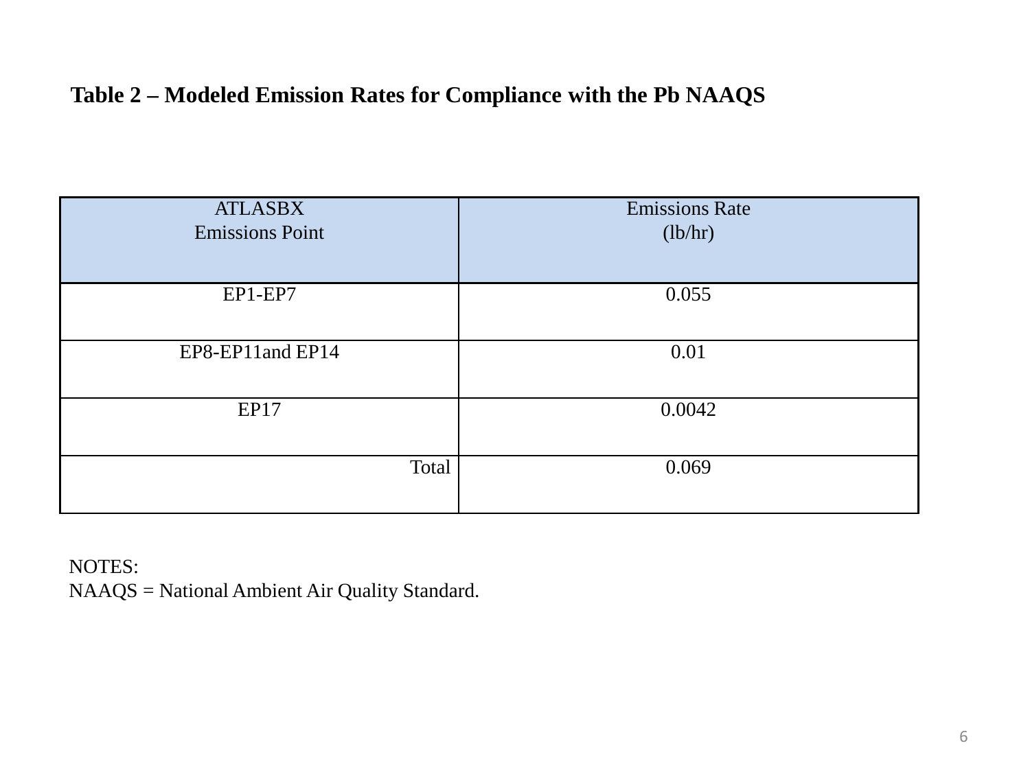**Table 2 – Modeled Emission Rates for Compliance with the Pb NAAQS**

| ATLASBX Emissions Point | Emissions Rate (lb/hr) |
|---|---|
| EP1-EP7 | 0.055 |
| EP8-EP11and EP14 | 0.01 |
| EP17 | 0.0042 |
| Total | 0.069 |

NOTES:
NAAQS = National Ambient Air Quality Standard.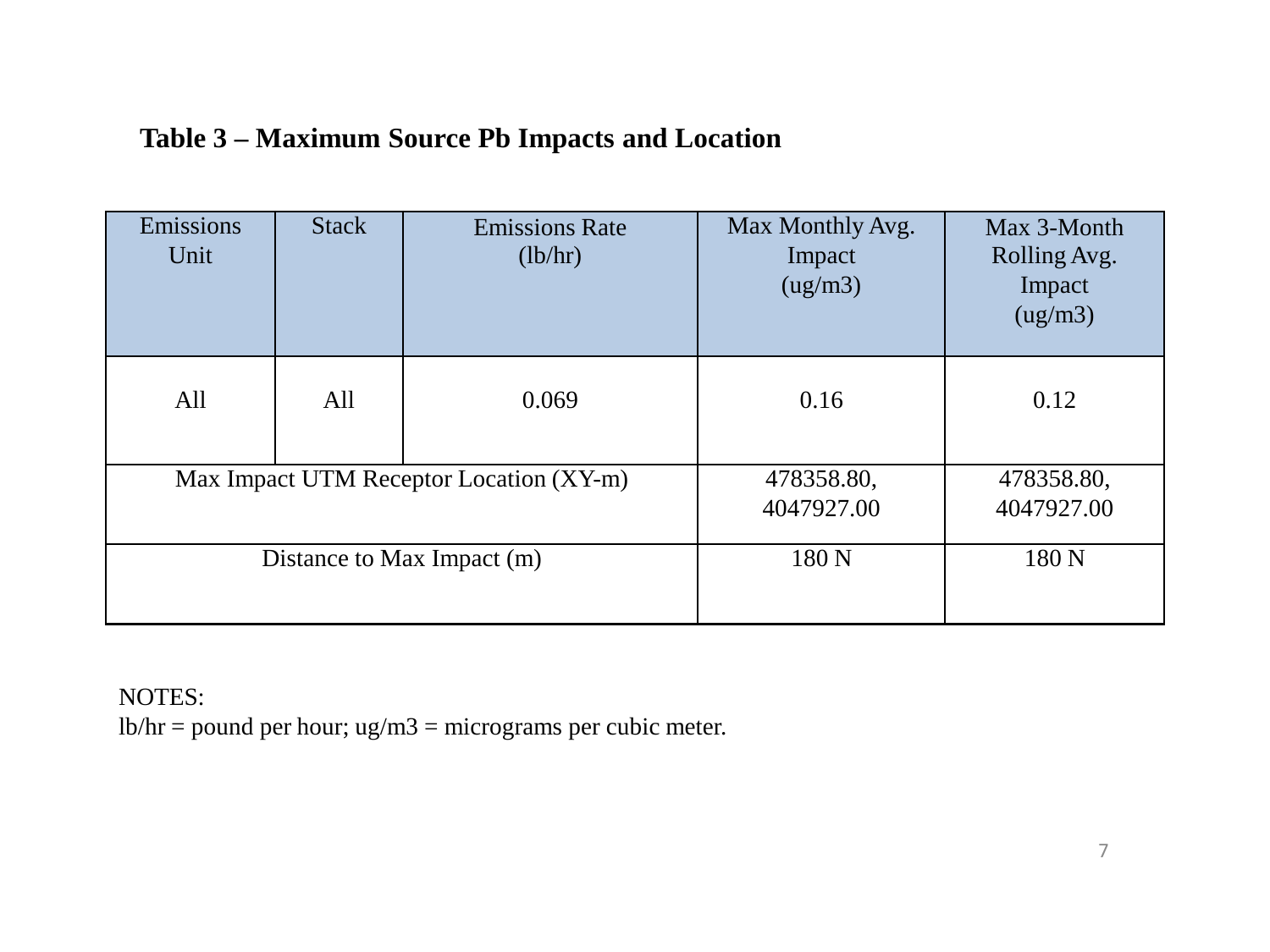**Table 3 – Maximum Source Pb Impacts and Location**

| Emissions Unit | Stack | Emissions Rate (lb/hr) | Max Monthly Avg. Impact (ug/m3) | Max 3-Month Rolling Avg. Impact (ug/m3) |
|---|---|---|---|---|
| All | All | 0.069 | 0.16 | 0.12 |
| Max Impact UTM Receptor Location (XY-m) | | | 478358.80, 4047927.00 | 478358.80, 4047927.00 |
| Distance to Max Impact (m) | | | 180 N | 180 N |

NOTES:
lb/hr = pound per hour; ug/m3 = micrograms per cubic meter.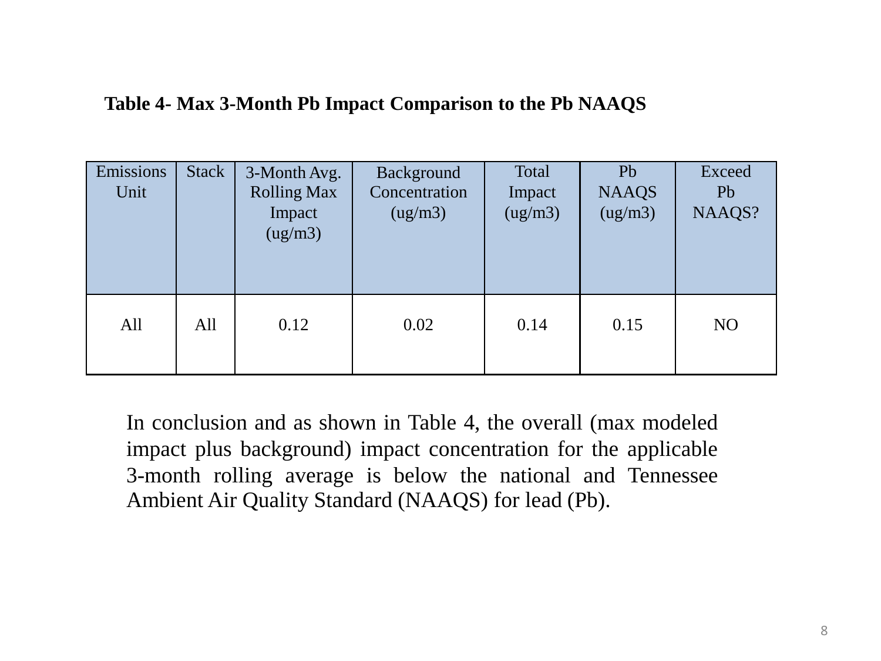**Table 4- Max 3-Month Pb Impact Comparison to the Pb NAAQS**

| Emissions Unit | Stack | 3-Month Avg. Rolling Max Impact (ug/m3) | Background Concentration (ug/m3) | Total Impact (ug/m3) | Pb NAAQS (ug/m3) | Exceed Pb NAAQS? |
|---|---|---|---|---|---|---|
| All | All | 0.12 | 0.02 | 0.14 | 0.15 | NO |

In conclusion and as shown in Table 4, the overall (max modeled impact plus background) impact concentration for the applicable 3-month rolling average is below the national and Tennessee Ambient Air Quality Standard (NAAQS) for lead (Pb).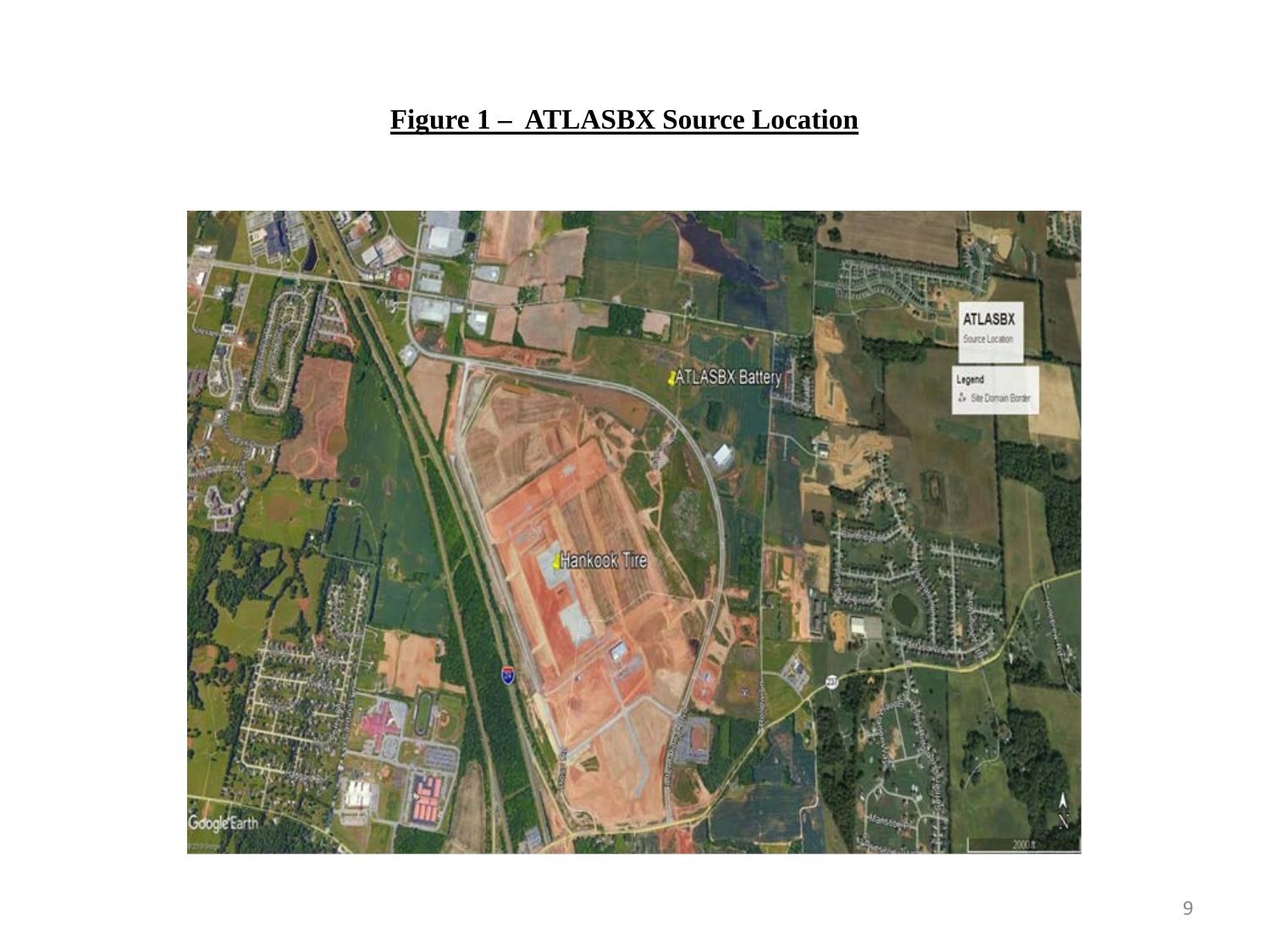**Figure 1 – ATLASBX Source Location**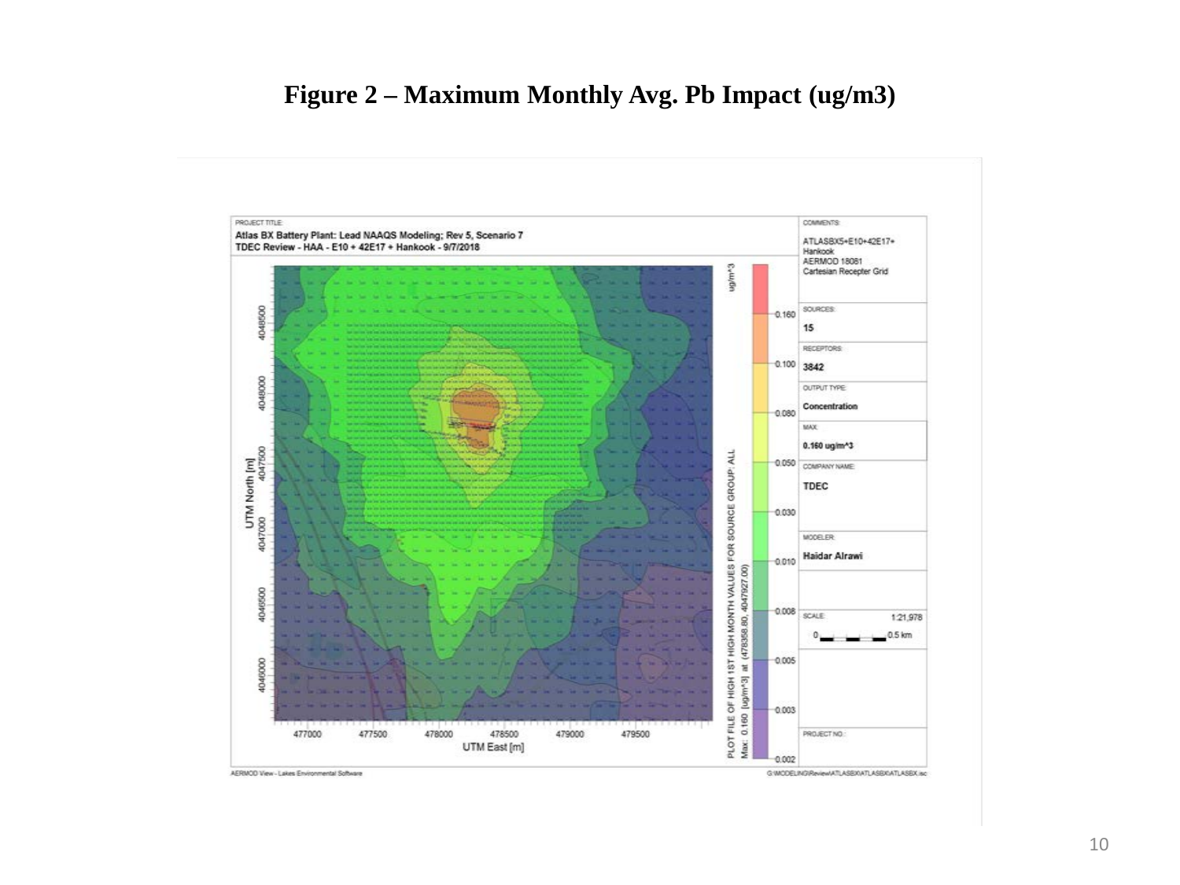# Figure 2 – Maximum Monthly Avg. Pb Impact (ug/m3)

PROJECT TITLE:

**Atlas BX Battery Plant: Lead NAAQS Modeling; Rev 5, Scenario 7**
**TDEC Review - HAA - E10 + 42E17 + Hankook - 9/7/2018**

COMMENTS:

ATLASBX5+E10+42E17+ Hankook
AERMOD 18081
Cartesian Recepter Grid

SOURCES: **15**

RECEPTORS: **3842**

OUTPUT TYPE: **Concentration**

MAX: **0.160 ug/m^3**

COMPANY NAME: **TDEC**

MODELER: **Haidar Alrawi**

SCALE: 1:21,978 (0 – 0.5 km)

PROJECT NO.:

PLOT FILE OF HIGH 1ST HIGH MONTH VALUES FOR SOURCE GROUP: ALL
Max: 0.160 [ug/m^3] at (478358.80, 4047927.00)

ug/m^3: 0.160, 0.100, 0.080, 0.050, 0.030, 0.010, 0.008, 0.005, 0.003, 0.002

UTM North [m]: 4046000, 4046500, 4047000, 4047500, 4048000, 4048500

UTM East [m]: 477000, 477500, 478000, 478500, 479000, 479500

AERMOD View - Lakes Environmental Software

G:\MODELING\Review\ATLASBX\ATLASBX\ATLASBX.isc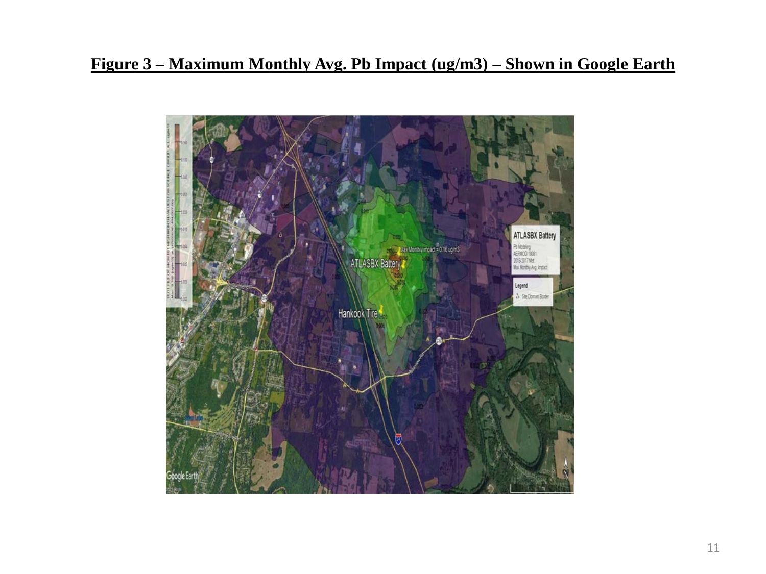**Figure 3 – Maximum Monthly Avg. Pb Impact (ug/m3) – Shown in Google Earth**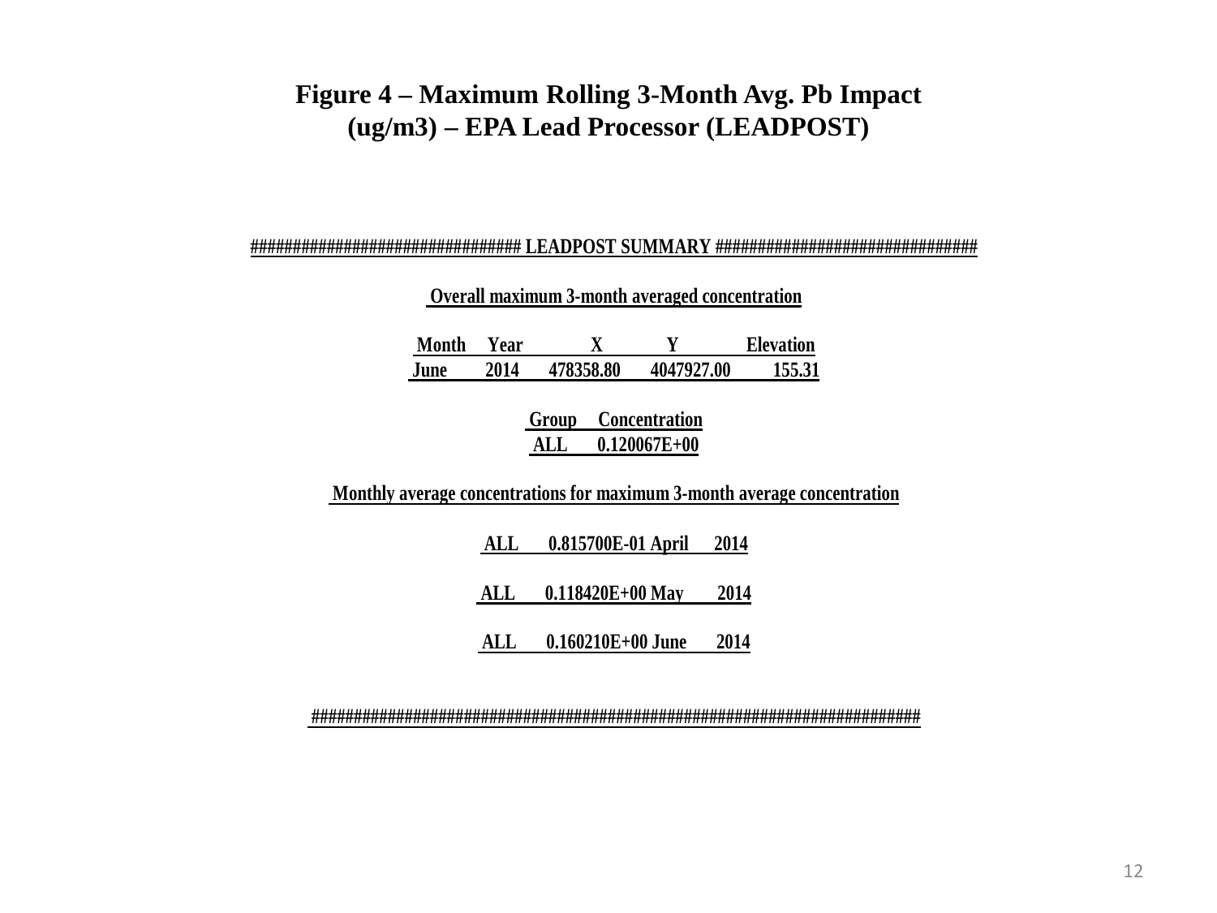# Figure 4 – Maximum Rolling 3-Month Avg. Pb Impact (ug/m3) – EPA Lead Processor (LEADPOST)

```
############################### LEADPOST SUMMARY ##############################

 Overall maximum 3-month averaged concentration

 Month    Year         X            Y          Elevation
 June     2014    478358.80    4047927.00       155.31

 Group    Concentration
  ALL     0.120067E+00

 Monthly average concentrations for maximum 3-month average concentration

 ALL      0.815700E-01 April     2014

 ALL      0.118420E+00 May       2014

 ALL      0.160210E+00 June      2014


########################################################################
```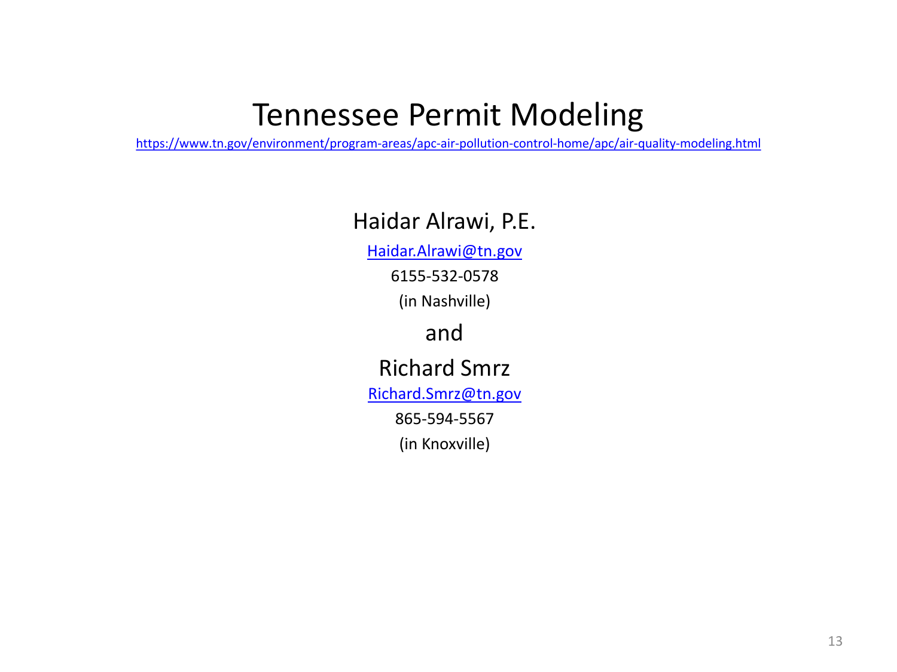# Tennessee Permit Modeling

https://www.tn.gov/environment/program-areas/apc-air-pollution-control-home/apc/air-quality-modeling.html

Haidar Alrawi, P.E.

Haidar.Alrawi@tn.gov

6155-532-0578

(in Nashville)

and

Richard Smrz

Richard.Smrz@tn.gov

865-594-5567

(in Knoxville)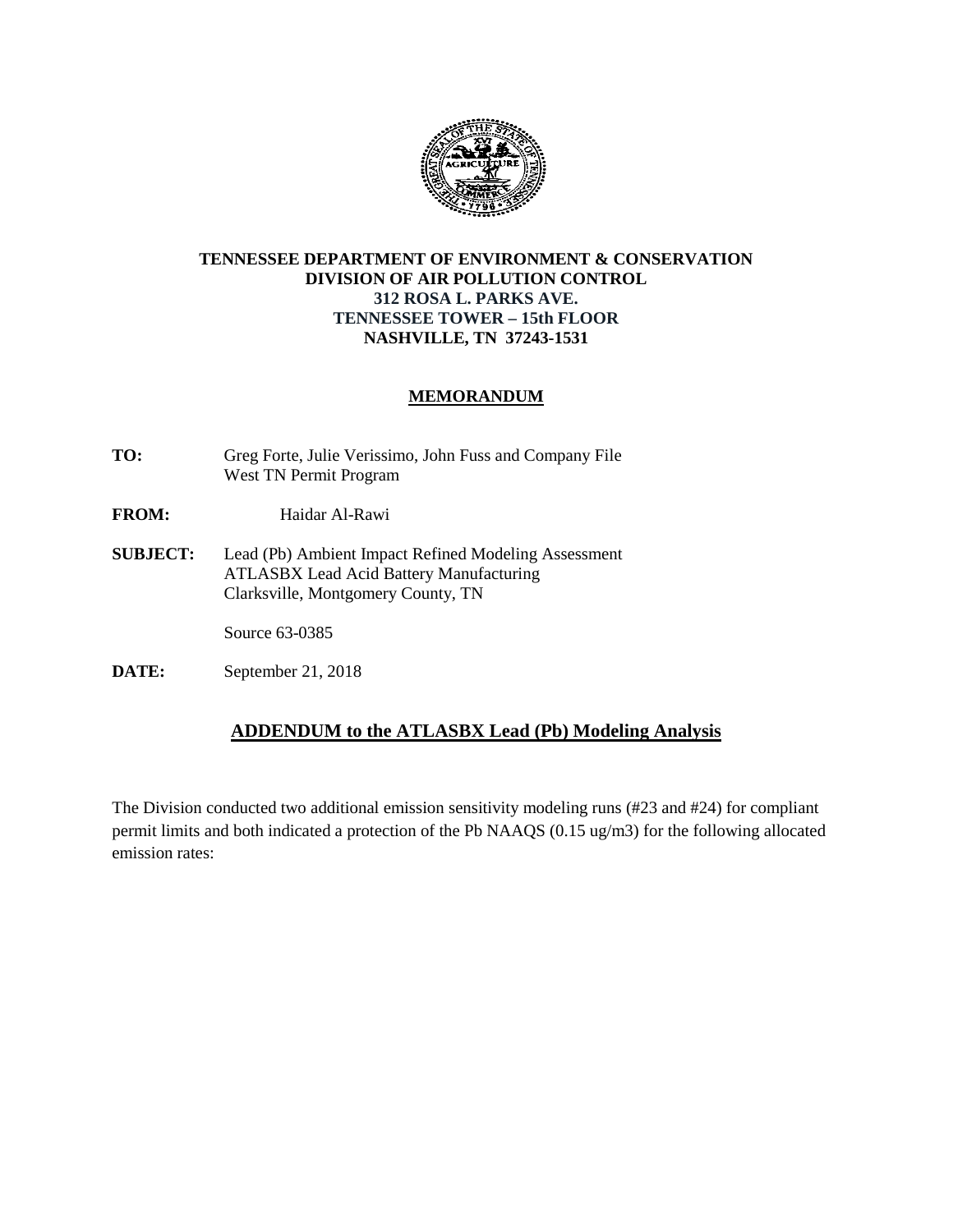**TENNESSEE DEPARTMENT OF ENVIRONMENT & CONSERVATION**
**DIVISION OF AIR POLLUTION CONTROL**
**312 ROSA L. PARKS AVE.**
**TENNESSEE TOWER – 15th FLOOR**
**NASHVILLE, TN 37243-1531**

**MEMORANDUM**

**TO:** Greg Forte, Julie Verissimo, John Fuss and Company File
West TN Permit Program

**FROM:** Haidar Al-Rawi

**SUBJECT:** Lead (Pb) Ambient Impact Refined Modeling Assessment
ATLASBX Lead Acid Battery Manufacturing
Clarksville, Montgomery County, TN

Source 63-0385

**DATE:** September 21, 2018

## ADDENDUM to the ATLASBX Lead (Pb) Modeling Analysis

The Division conducted two additional emission sensitivity modeling runs (#23 and #24) for compliant permit limits and both indicated a protection of the Pb NAAQS (0.15 ug/m3) for the following allocated emission rates: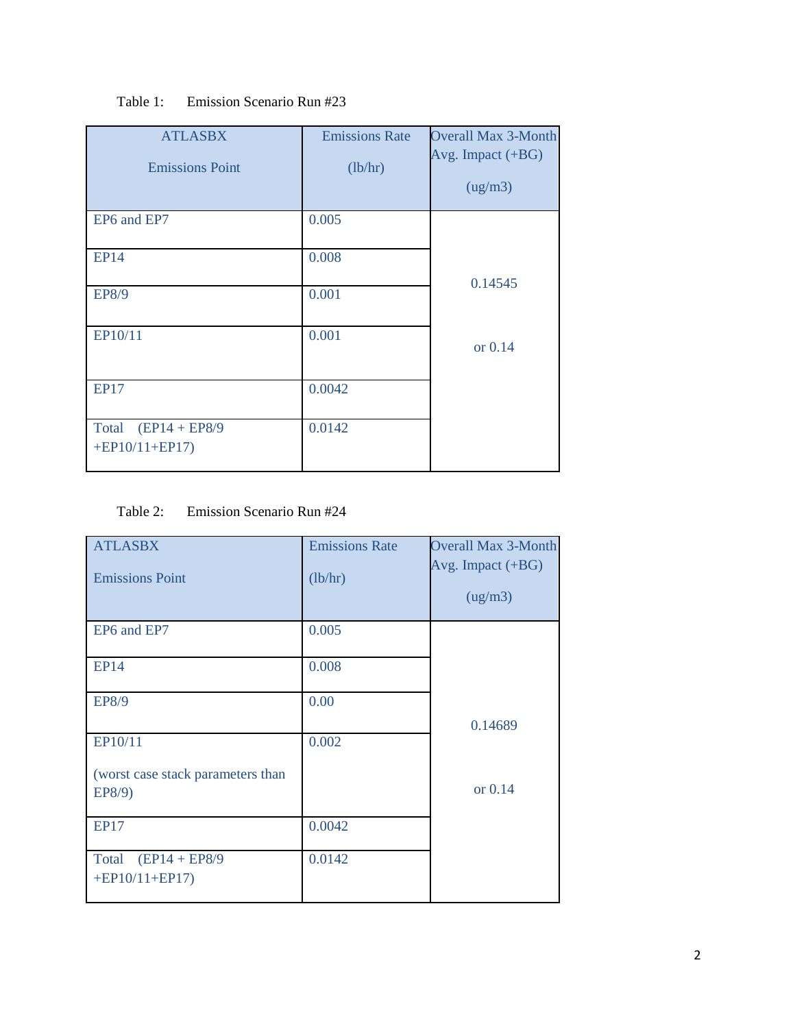Table 1: Emission Scenario Run #23

| ATLASBX Emissions Point | Emissions Rate (lb/hr) | Overall Max 3-Month Avg. Impact (+BG) (ug/m3) |
|---|---|---|
| EP6 and EP7 | 0.005 | 0.14545 or 0.14 |
| EP14 | 0.008 | |
| EP8/9 | 0.001 | |
| EP10/11 | 0.001 | |
| EP17 | 0.0042 | |
| Total (EP14 + EP8/9 +EP10/11+EP17) | 0.0142 | |

Table 2: Emission Scenario Run #24

| ATLASBX Emissions Point | Emissions Rate (lb/hr) | Overall Max 3-Month Avg. Impact (+BG) (ug/m3) |
|---|---|---|
| EP6 and EP7 | 0.005 | 0.14689 or 0.14 |
| EP14 | 0.008 | |
| EP8/9 | 0.00 | |
| EP10/11 (worst case stack parameters than EP8/9) | 0.002 | |
| EP17 | 0.0042 | |
| Total (EP14 + EP8/9 +EP10/11+EP17) | 0.0142 | |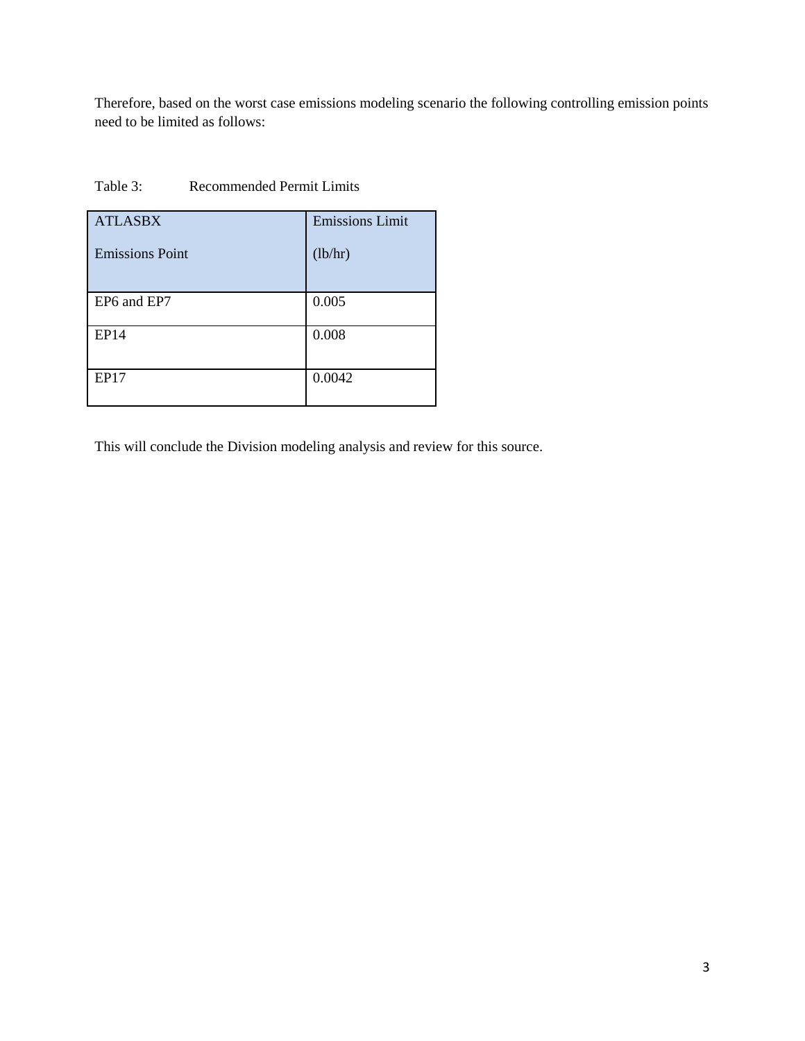Therefore, based on the worst case emissions modeling scenario the following controlling emission points need to be limited as follows:

Table 3: Recommended Permit Limits

| ATLASBX Emissions Point | Emissions Limit (lb/hr) |
|---|---|
| EP6 and EP7 | 0.005 |
| EP14 | 0.008 |
| EP17 | 0.0042 |

This will conclude the Division modeling analysis and review for this source.